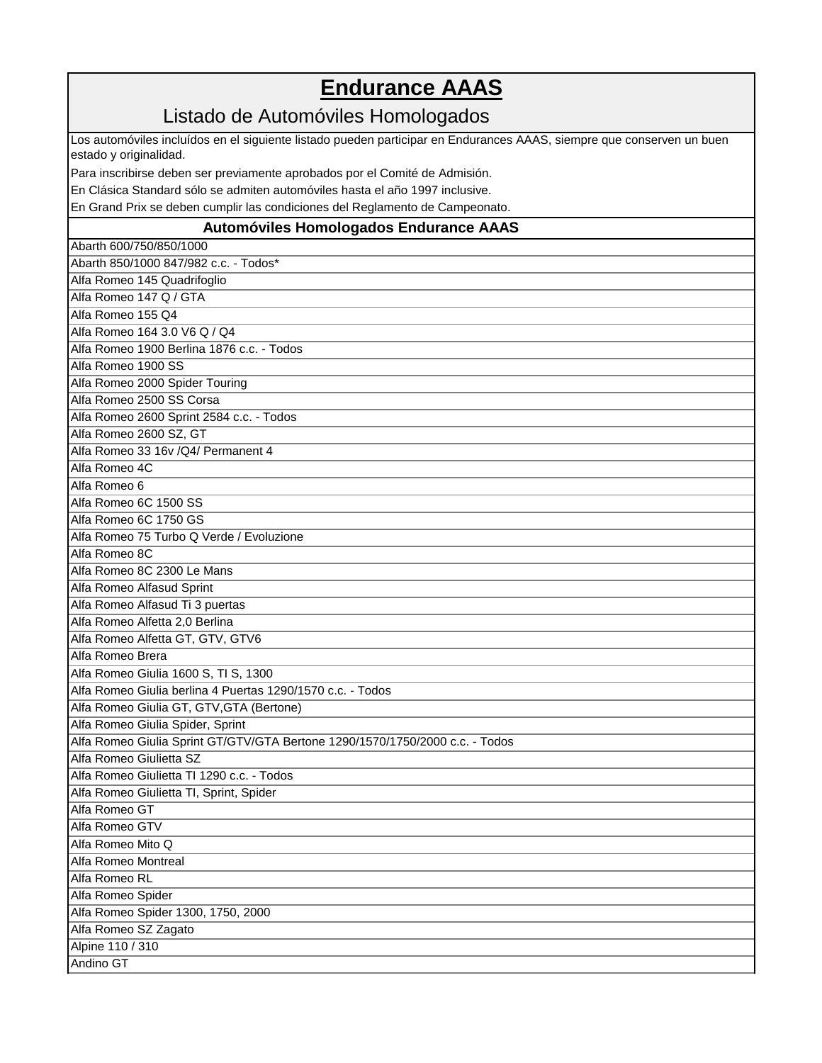# Endurance AAAS

## Listado de Automóviles Homologados

Los automóviles incluídos en el siguiente listado pueden participar en Endurances AAAS, siempre que conserven un buen estado y originalidad.

Para inscribirse deben ser previamente aprobados por el Comité de Admisión.

En Clásica Standard sólo se admiten automóviles hasta el año 1997 inclusive.

En Grand Prix se deben cumplir las condiciones del Reglamento de Campeonato.

| Automóviles Homologados Endurance AAAS |
|---|
| Abarth 600/750/850/1000 |
| Abarth 850/1000 847/982 c.c. - Todos* |
| Alfa Romeo 145 Quadrifoglio |
| Alfa Romeo 147 Q / GTA |
| Alfa Romeo 155 Q4 |
| Alfa Romeo 164 3.0 V6 Q / Q4 |
| Alfa Romeo 1900 Berlina 1876 c.c. - Todos |
| Alfa Romeo 1900 SS |
| Alfa Romeo 2000 Spider Touring |
| Alfa Romeo 2500 SS Corsa |
| Alfa Romeo 2600 Sprint 2584 c.c. - Todos |
| Alfa Romeo 2600 SZ, GT |
| Alfa Romeo 33 16v /Q4/ Permanent 4 |
| Alfa Romeo 4C |
| Alfa Romeo 6 |
| Alfa Romeo 6C 1500 SS |
| Alfa Romeo 6C 1750 GS |
| Alfa Romeo 75 Turbo Q Verde / Evoluzione |
| Alfa Romeo 8C |
| Alfa Romeo 8C 2300 Le Mans |
| Alfa Romeo Alfasud Sprint |
| Alfa Romeo Alfasud Ti 3 puertas |
| Alfa Romeo Alfetta 2,0 Berlina |
| Alfa Romeo Alfetta GT, GTV, GTV6 |
| Alfa Romeo Brera |
| Alfa Romeo Giulia 1600 S, TI S, 1300 |
| Alfa Romeo Giulia berlina 4 Puertas 1290/1570 c.c. - Todos |
| Alfa Romeo Giulia GT, GTV,GTA (Bertone) |
| Alfa Romeo Giulia Spider, Sprint |
| Alfa Romeo Giulia Sprint GT/GTV/GTA Bertone 1290/1570/1750/2000 c.c. - Todos |
| Alfa Romeo Giulietta SZ |
| Alfa Romeo Giulietta TI 1290 c.c. - Todos |
| Alfa Romeo Giulietta TI, Sprint, Spider |
| Alfa Romeo GT |
| Alfa Romeo GTV |
| Alfa Romeo Mito Q |
| Alfa Romeo Montreal |
| Alfa Romeo RL |
| Alfa Romeo Spider |
| Alfa Romeo Spider 1300, 1750, 2000 |
| Alfa Romeo SZ Zagato |
| Alpine 110 / 310 |
| Andino GT |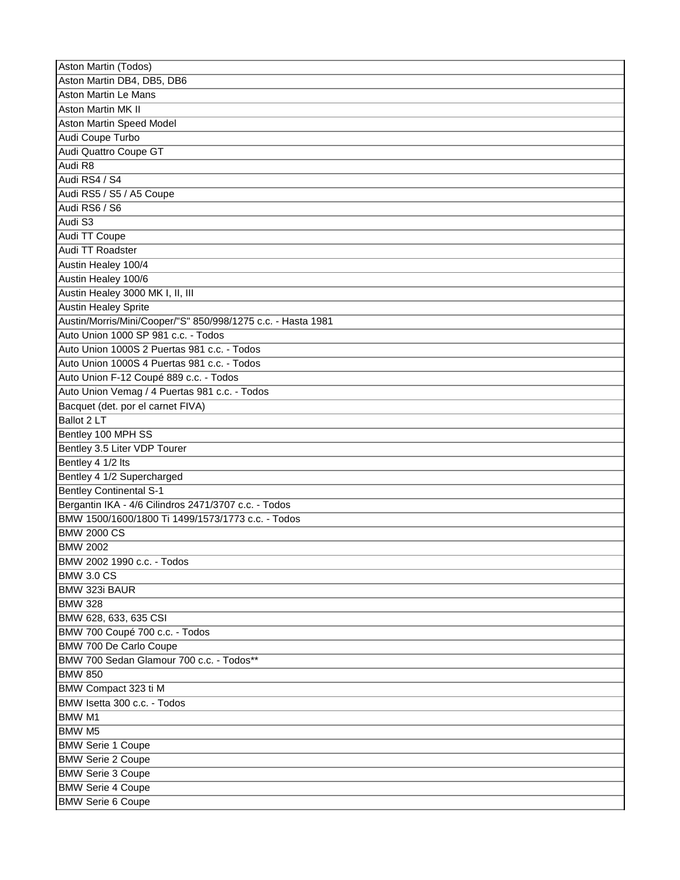| Aston Martin (Todos) |
|---|
| Aston Martin DB4, DB5, DB6 |
| Aston Martin Le Mans |
| Aston Martin MK II |
| Aston Martin Speed Model |
| Audi Coupe Turbo |
| Audi Quattro Coupe GT |
| Audi R8 |
| Audi RS4 / S4 |
| Audi RS5 / S5 / A5 Coupe |
| Audi RS6 / S6 |
| Audi S3 |
| Audi TT Coupe |
| Audi TT Roadster |
| Austin Healey 100/4 |
| Austin Healey 100/6 |
| Austin Healey 3000 MK I, II, III |
| Austin Healey Sprite |
| Austin/Morris/Mini/Cooper/"S" 850/998/1275 c.c. - Hasta 1981 |
| Auto Union 1000 SP 981 c.c. - Todos |
| Auto Union 1000S 2 Puertas 981 c.c. - Todos |
| Auto Union 1000S 4 Puertas 981 c.c. - Todos |
| Auto Union F-12 Coupé 889 c.c. - Todos |
| Auto Union Vemag / 4 Puertas 981 c.c. - Todos |
| Bacquet (det. por el carnet FIVA) |
| Ballot 2 LT |
| Bentley 100 MPH SS |
| Bentley 3.5 Liter VDP Tourer |
| Bentley 4 1/2 lts |
| Bentley 4 1/2 Supercharged |
| Bentley Continental S-1 |
| Bergantin IKA - 4/6 Cilindros 2471/3707 c.c. - Todos |
| BMW 1500/1600/1800 Ti 1499/1573/1773 c.c. - Todos |
| BMW 2000 CS |
| BMW 2002 |
| BMW 2002 1990 c.c. - Todos |
| BMW 3.0 CS |
| BMW 323i BAUR |
| BMW 328 |
| BMW 628, 633, 635 CSI |
| BMW 700 Coupé 700 c.c. - Todos |
| BMW 700 De Carlo Coupe |
| BMW 700 Sedan Glamour 700 c.c. - Todos** |
| BMW 850 |
| BMW Compact 323 ti M |
| BMW Isetta 300 c.c. - Todos |
| BMW M1 |
| BMW M5 |
| BMW Serie 1 Coupe |
| BMW Serie 2 Coupe |
| BMW Serie 3 Coupe |
| BMW Serie 4 Coupe |
| BMW Serie 6 Coupe |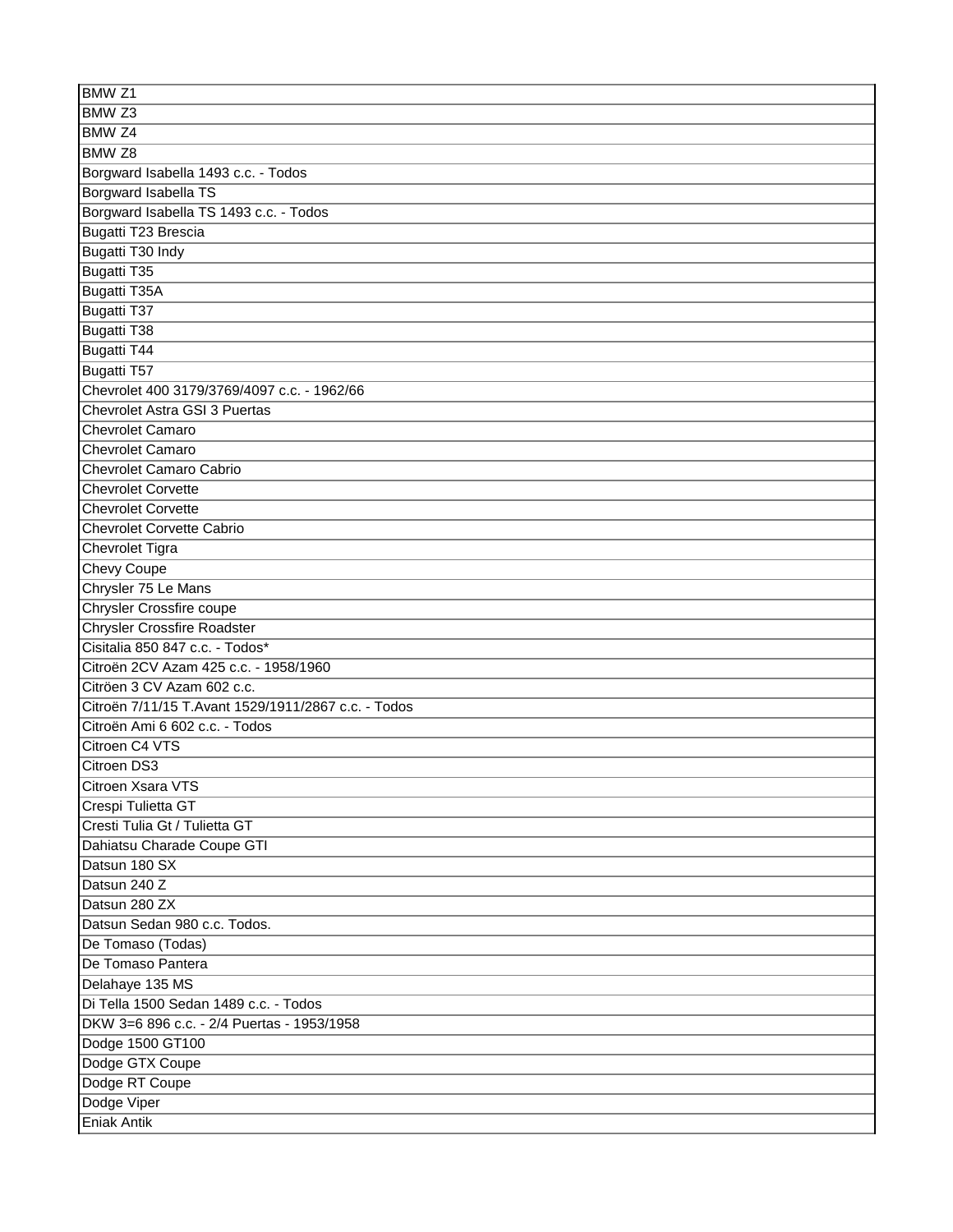| BMW Z1 |
| --- |
| BMW Z3 |
| BMW Z4 |
| BMW Z8 |
| Borgward Isabella 1493 c.c. - Todos |
| Borgward Isabella TS |
| Borgward Isabella TS 1493 c.c. - Todos |
| Bugatti T23 Brescia |
| Bugatti T30 Indy |
| Bugatti T35 |
| Bugatti T35A |
| Bugatti T37 |
| Bugatti T38 |
| Bugatti T44 |
| Bugatti T57 |
| Chevrolet 400 3179/3769/4097 c.c. - 1962/66 |
| Chevrolet Astra GSI 3 Puertas |
| Chevrolet Camaro |
| Chevrolet Camaro |
| Chevrolet Camaro Cabrio |
| Chevrolet Corvette |
| Chevrolet Corvette |
| Chevrolet Corvette Cabrio |
| Chevrolet Tigra |
| Chevy Coupe |
| Chrysler 75 Le Mans |
| Chrysler Crossfire coupe |
| Chrysler Crossfire Roadster |
| Cisitalia 850 847 c.c. - Todos* |
| Citroën 2CV Azam 425 c.c. - 1958/1960 |
| Citröen 3 CV Azam 602 c.c. |
| Citroën 7/11/15 T.Avant 1529/1911/2867 c.c. - Todos |
| Citroën Ami 6 602 c.c. - Todos |
| Citroen C4 VTS |
| Citroen DS3 |
| Citroen Xsara VTS |
| Crespi Tulietta GT |
| Cresti Tulia Gt / Tulietta GT |
| Dahiatsu Charade Coupe GTI |
| Datsun 180 SX |
| Datsun 240 Z |
| Datsun 280 ZX |
| Datsun Sedan 980 c.c. Todos. |
| De Tomaso (Todas) |
| De Tomaso Pantera |
| Delahaye 135 MS |
| Di Tella 1500 Sedan 1489 c.c. - Todos |
| DKW 3=6 896 c.c. - 2/4 Puertas - 1953/1958 |
| Dodge 1500 GT100 |
| Dodge GTX Coupe |
| Dodge RT Coupe |
| Dodge Viper |
| Eniak Antik |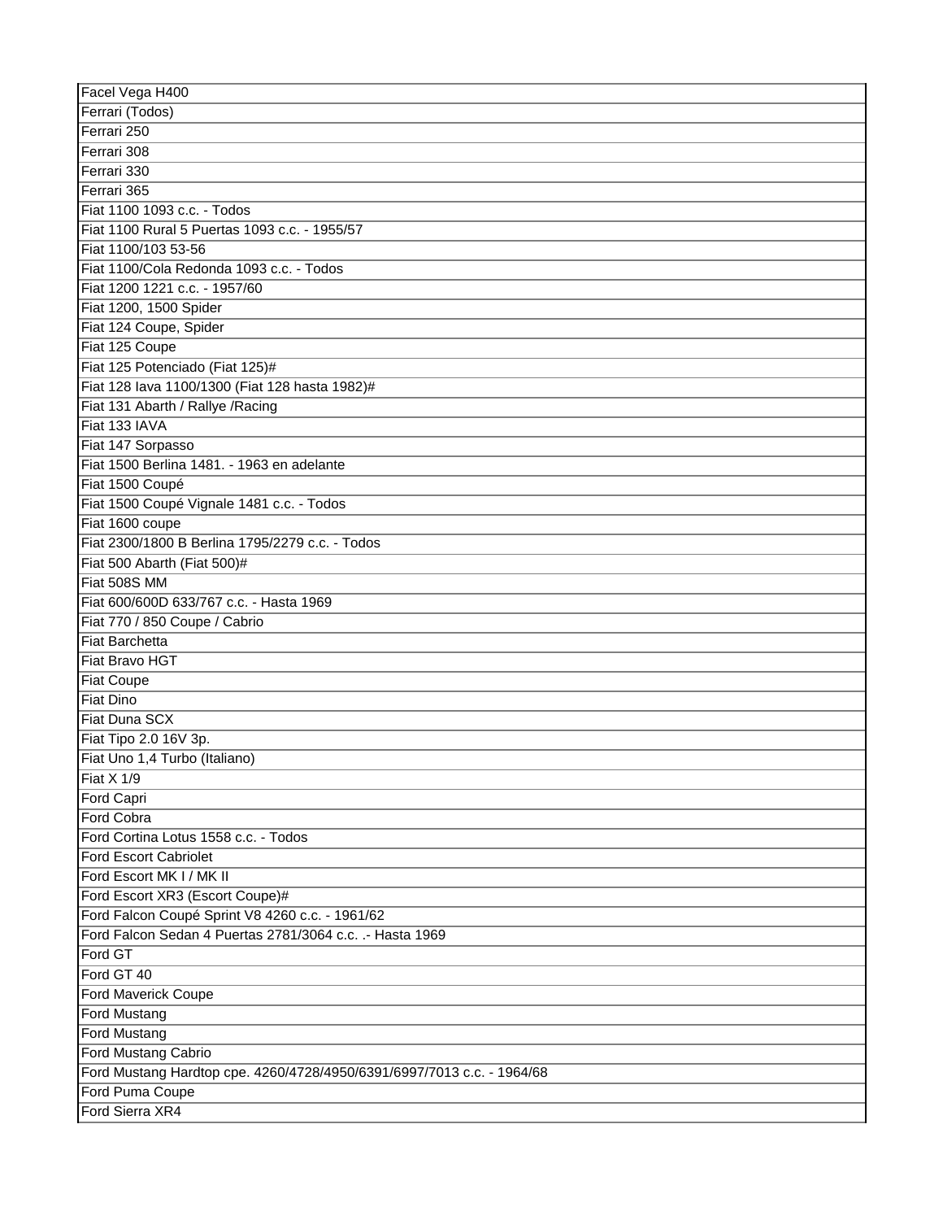| Facel Vega H400 |
| --- |
| Ferrari (Todos) |
| Ferrari 250 |
| Ferrari 308 |
| Ferrari 330 |
| Ferrari 365 |
| Fiat 1100 1093 c.c. - Todos |
| Fiat 1100 Rural 5 Puertas 1093 c.c. - 1955/57 |
| Fiat 1100/103 53-56 |
| Fiat 1100/Cola Redonda 1093 c.c. - Todos |
| Fiat 1200 1221 c.c. - 1957/60 |
| Fiat 1200, 1500 Spider |
| Fiat 124 Coupe, Spider |
| Fiat 125 Coupe |
| Fiat 125 Potenciado (Fiat 125)# |
| Fiat 128 Iava 1100/1300 (Fiat 128 hasta 1982)# |
| Fiat 131 Abarth / Rallye /Racing |
| Fiat 133 IAVA |
| Fiat 147 Sorpasso |
| Fiat 1500 Berlina 1481. - 1963 en adelante |
| Fiat 1500 Coupé |
| Fiat 1500 Coupé Vignale 1481 c.c. - Todos |
| Fiat 1600 coupe |
| Fiat 2300/1800 B Berlina 1795/2279 c.c. - Todos |
| Fiat 500 Abarth (Fiat 500)# |
| Fiat 508S MM |
| Fiat 600/600D 633/767 c.c. - Hasta 1969 |
| Fiat 770 / 850 Coupe / Cabrio |
| Fiat Barchetta |
| Fiat Bravo HGT |
| Fiat Coupe |
| Fiat Dino |
| Fiat Duna SCX |
| Fiat Tipo 2.0 16V 3p. |
| Fiat Uno 1,4 Turbo (Italiano) |
| Fiat X 1/9 |
| Ford Capri |
| Ford Cobra |
| Ford Cortina Lotus 1558 c.c. - Todos |
| Ford Escort Cabriolet |
| Ford Escort MK I / MK II |
| Ford Escort XR3 (Escort Coupe)# |
| Ford Falcon Coupé Sprint V8 4260 c.c. - 1961/62 |
| Ford Falcon Sedan 4 Puertas 2781/3064 c.c. .- Hasta 1969 |
| Ford GT |
| Ford GT 40 |
| Ford Maverick Coupe |
| Ford Mustang |
| Ford Mustang |
| Ford Mustang Cabrio |
| Ford Mustang Hardtop cpe. 4260/4728/4950/6391/6997/7013 c.c. - 1964/68 |
| Ford Puma Coupe |
| Ford Sierra XR4 |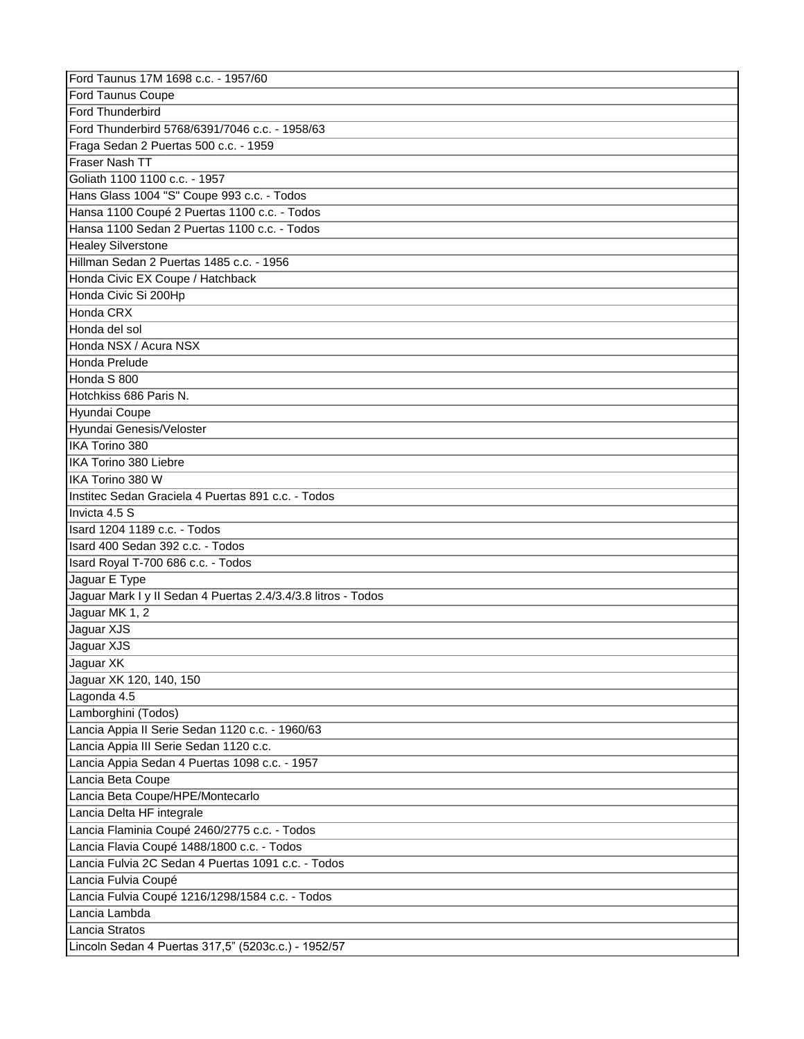| Ford Taunus 17M 1698 c.c. - 1957/60 |
|---|
| Ford Taunus Coupe |
| Ford Thunderbird |
| Ford Thunderbird 5768/6391/7046 c.c. - 1958/63 |
| Fraga Sedan 2 Puertas 500 c.c. - 1959 |
| Fraser Nash TT |
| Goliath 1100 1100 c.c. - 1957 |
| Hans Glass 1004 "S" Coupe 993 c.c. - Todos |
| Hansa 1100 Coupé 2 Puertas 1100 c.c. - Todos |
| Hansa 1100 Sedan 2 Puertas 1100 c.c. - Todos |
| Healey Silverstone |
| Hillman Sedan 2 Puertas 1485 c.c. - 1956 |
| Honda Civic EX Coupe / Hatchback |
| Honda Civic Si 200Hp |
| Honda CRX |
| Honda del sol |
| Honda NSX / Acura NSX |
| Honda Prelude |
| Honda S 800 |
| Hotchkiss 686 Paris N. |
| Hyundai Coupe |
| Hyundai Genesis/Veloster |
| IKA Torino 380 |
| IKA Torino 380 Liebre |
| IKA Torino 380 W |
| Institec Sedan Graciela 4 Puertas 891 c.c. - Todos |
| Invicta 4.5 S |
| Isard 1204 1189 c.c. - Todos |
| Isard 400 Sedan 392 c.c. - Todos |
| Isard Royal T-700 686 c.c. - Todos |
| Jaguar E Type |
| Jaguar Mark I y II Sedan 4 Puertas 2.4/3.4/3.8 litros - Todos |
| Jaguar MK 1, 2 |
| Jaguar XJS |
| Jaguar XJS |
| Jaguar XK |
| Jaguar XK 120, 140, 150 |
| Lagonda 4.5 |
| Lamborghini (Todos) |
| Lancia Appia II Serie Sedan 1120 c.c. - 1960/63 |
| Lancia Appia III Serie Sedan 1120 c.c. |
| Lancia Appia Sedan 4 Puertas 1098 c.c. - 1957 |
| Lancia Beta Coupe |
| Lancia Beta Coupe/HPE/Montecarlo |
| Lancia Delta HF integrale |
| Lancia Flaminia Coupé 2460/2775 c.c. - Todos |
| Lancia Flavia Coupé 1488/1800 c.c. - Todos |
| Lancia Fulvia 2C Sedan 4 Puertas 1091 c.c. - Todos |
| Lancia Fulvia Coupé |
| Lancia Fulvia Coupé 1216/1298/1584 c.c. - Todos |
| Lancia Lambda |
| Lancia Stratos |
| Lincoln Sedan 4 Puertas 317,5" (5203c.c.) - 1952/57 |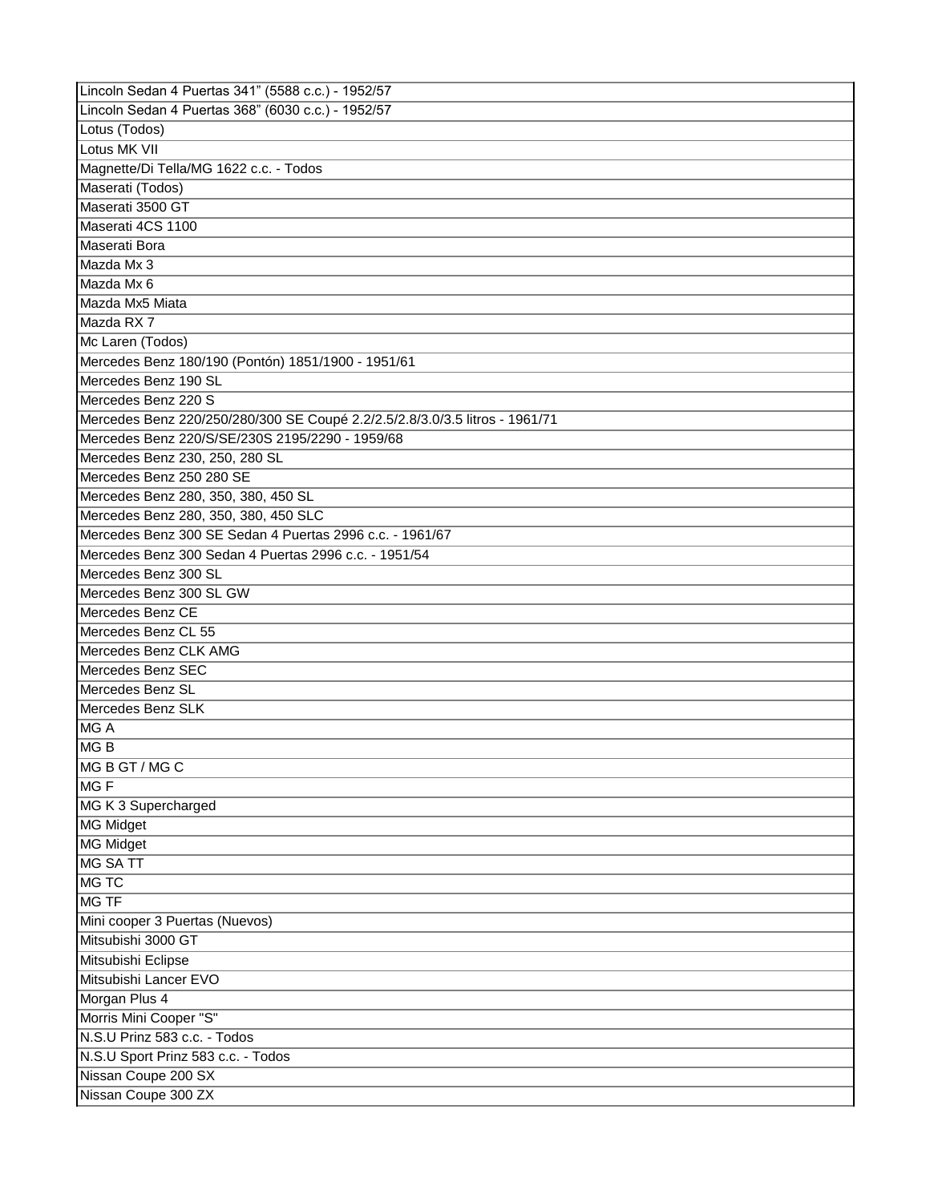| Lincoln Sedan 4 Puertas 341” (5588 c.c.) - 1952/57 |
|---|
| Lincoln Sedan 4 Puertas 368” (6030 c.c.) - 1952/57 |
| Lotus (Todos) |
| Lotus MK VII |
| Magnette/Di Tella/MG 1622 c.c. - Todos |
| Maserati (Todos) |
| Maserati 3500 GT |
| Maserati 4CS 1100 |
| Maserati Bora |
| Mazda Mx 3 |
| Mazda Mx 6 |
| Mazda Mx5 Miata |
| Mazda RX 7 |
| Mc Laren (Todos) |
| Mercedes Benz 180/190 (Pontón) 1851/1900 - 1951/61 |
| Mercedes Benz 190 SL |
| Mercedes Benz 220 S |
| Mercedes Benz 220/250/280/300 SE Coupé 2.2/2.5/2.8/3.0/3.5 litros - 1961/71 |
| Mercedes Benz 220/S/SE/230S 2195/2290 - 1959/68 |
| Mercedes Benz 230, 250, 280 SL |
| Mercedes Benz 250 280 SE |
| Mercedes Benz 280, 350, 380, 450 SL |
| Mercedes Benz 280, 350, 380, 450 SLC |
| Mercedes Benz 300 SE Sedan 4 Puertas 2996 c.c. - 1961/67 |
| Mercedes Benz 300 Sedan 4 Puertas 2996 c.c. - 1951/54 |
| Mercedes Benz 300 SL |
| Mercedes Benz 300 SL GW |
| Mercedes Benz CE |
| Mercedes Benz CL 55 |
| Mercedes Benz CLK AMG |
| Mercedes Benz SEC |
| Mercedes Benz SL |
| Mercedes Benz SLK |
| MG A |
| MG B |
| MG B GT / MG C |
| MG F |
| MG K 3 Supercharged |
| MG Midget |
| MG Midget |
| MG SA TT |
| MG TC |
| MG TF |
| Mini cooper 3 Puertas (Nuevos) |
| Mitsubishi 3000 GT |
| Mitsubishi Eclipse |
| Mitsubishi Lancer EVO |
| Morgan Plus 4 |
| Morris Mini Cooper "S" |
| N.S.U Prinz 583 c.c. - Todos |
| N.S.U Sport Prinz 583 c.c. - Todos |
| Nissan Coupe 200 SX |
| Nissan Coupe 300 ZX |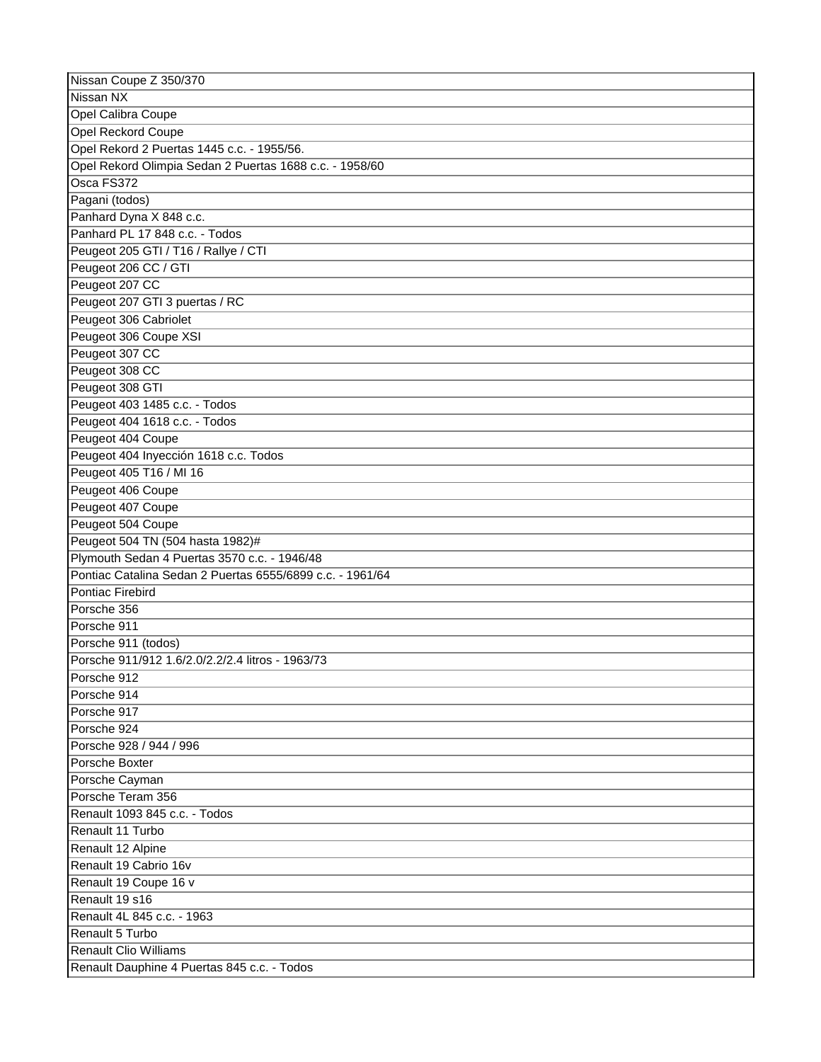| Nissan Coupe Z 350/370 |
|---|
| Nissan NX |
| Opel Calibra Coupe |
| Opel Reckord Coupe |
| Opel Rekord 2 Puertas 1445 c.c. - 1955/56. |
| Opel Rekord Olimpia Sedan 2 Puertas 1688 c.c. - 1958/60 |
| Osca FS372 |
| Pagani (todos) |
| Panhard Dyna X 848 c.c. |
| Panhard PL 17 848 c.c. - Todos |
| Peugeot 205 GTI / T16 / Rallye / CTI |
| Peugeot 206 CC / GTI |
| Peugeot 207 CC |
| Peugeot 207 GTI 3 puertas / RC |
| Peugeot 306 Cabriolet |
| Peugeot 306 Coupe XSI |
| Peugeot 307 CC |
| Peugeot 308 CC |
| Peugeot 308 GTI |
| Peugeot 403 1485 c.c. - Todos |
| Peugeot 404 1618 c.c. - Todos |
| Peugeot 404 Coupe |
| Peugeot 404 Inyección 1618 c.c. Todos |
| Peugeot 405 T16 / MI 16 |
| Peugeot 406 Coupe |
| Peugeot 407 Coupe |
| Peugeot 504 Coupe |
| Peugeot 504 TN (504 hasta 1982)# |
| Plymouth Sedan 4 Puertas 3570 c.c. - 1946/48 |
| Pontiac Catalina Sedan 2 Puertas 6555/6899 c.c. - 1961/64 |
| Pontiac Firebird |
| Porsche 356 |
| Porsche 911 |
| Porsche 911 (todos) |
| Porsche 911/912 1.6/2.0/2.2/2.4 litros - 1963/73 |
| Porsche 912 |
| Porsche 914 |
| Porsche 917 |
| Porsche 924 |
| Porsche 928 / 944 / 996 |
| Porsche Boxter |
| Porsche Cayman |
| Porsche Teram 356 |
| Renault 1093 845 c.c. - Todos |
| Renault 11 Turbo |
| Renault 12 Alpine |
| Renault 19 Cabrio 16v |
| Renault 19 Coupe 16 v |
| Renault 19 s16 |
| Renault 4L 845 c.c. - 1963 |
| Renault 5 Turbo |
| Renault Clio Williams |
| Renault Dauphine 4 Puertas 845 c.c. - Todos |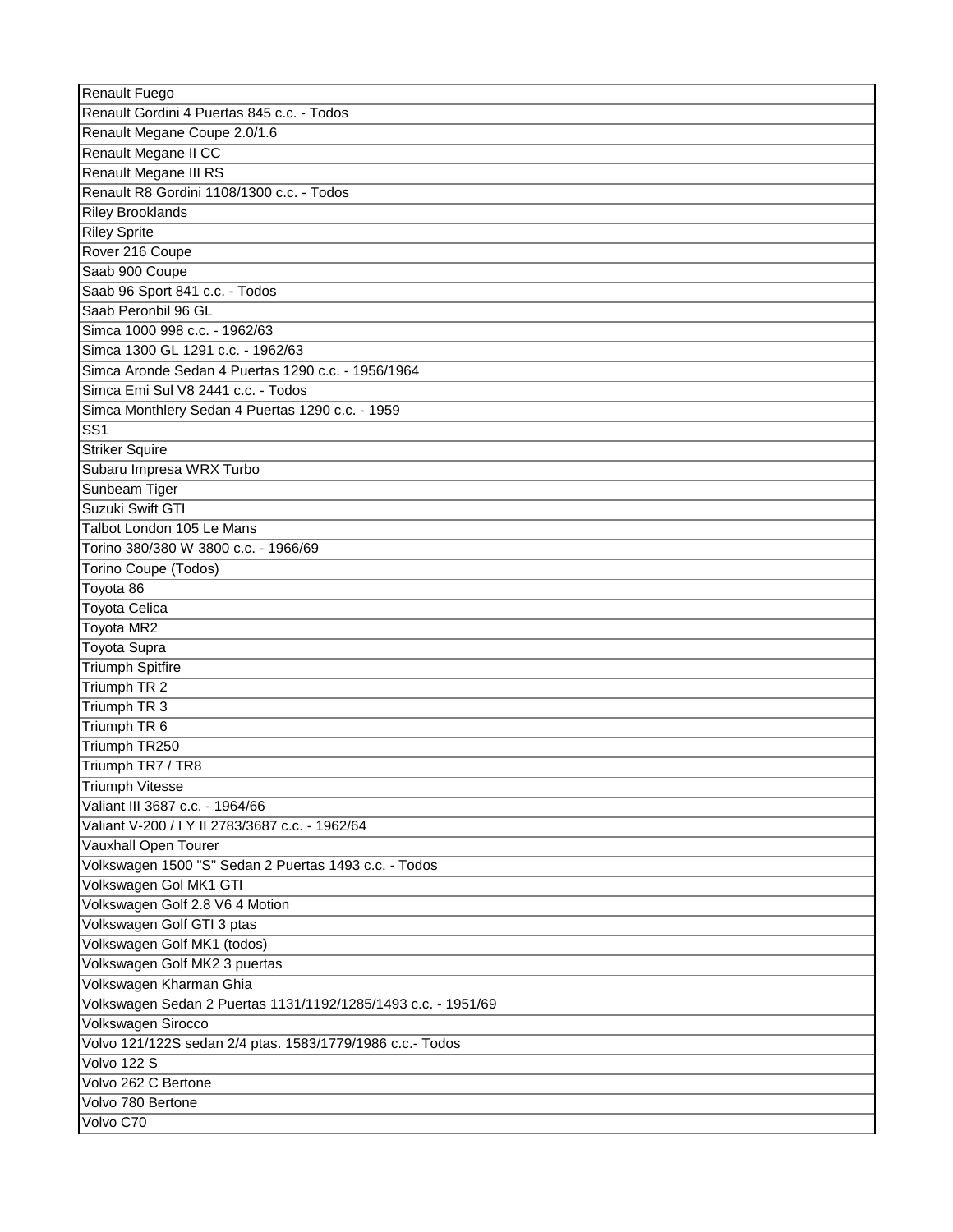| Renault Fuego |
|---|
| Renault Gordini 4 Puertas 845 c.c. - Todos |
| Renault Megane Coupe 2.0/1.6 |
| Renault Megane II CC |
| Renault Megane III RS |
| Renault R8 Gordini 1108/1300 c.c. - Todos |
| Riley Brooklands |
| Riley Sprite |
| Rover 216 Coupe |
| Saab 900 Coupe |
| Saab 96 Sport 841 c.c. - Todos |
| Saab Peronbil 96 GL |
| Simca 1000 998 c.c. - 1962/63 |
| Simca 1300 GL 1291 c.c. - 1962/63 |
| Simca Aronde Sedan 4 Puertas 1290 c.c. - 1956/1964 |
| Simca Emi Sul V8 2441 c.c. - Todos |
| Simca Monthlery Sedan 4 Puertas 1290 c.c. - 1959 |
| SS1 |
| Striker Squire |
| Subaru Impresa WRX Turbo |
| Sunbeam Tiger |
| Suzuki Swift GTI |
| Talbot London 105 Le Mans |
| Torino 380/380 W 3800 c.c. - 1966/69 |
| Torino Coupe (Todos) |
| Toyota 86 |
| Toyota Celica |
| Toyota MR2 |
| Toyota Supra |
| Triumph Spitfire |
| Triumph TR 2 |
| Triumph TR 3 |
| Triumph TR 6 |
| Triumph TR250 |
| Triumph TR7 / TR8 |
| Triumph Vitesse |
| Valiant III 3687 c.c. - 1964/66 |
| Valiant V-200 / I Y II 2783/3687 c.c. - 1962/64 |
| Vauxhall Open Tourer |
| Volkswagen 1500 "S" Sedan 2 Puertas 1493 c.c. - Todos |
| Volkswagen Gol MK1 GTI |
| Volkswagen Golf 2.8 V6 4 Motion |
| Volkswagen Golf GTI 3 ptas |
| Volkswagen Golf MK1 (todos) |
| Volkswagen Golf MK2 3 puertas |
| Volkswagen Kharman Ghia |
| Volkswagen Sedan 2 Puertas 1131/1192/1285/1493 c.c. - 1951/69 |
| Volkswagen Sirocco |
| Volvo 121/122S sedan 2/4 ptas. 1583/1779/1986 c.c.- Todos |
| Volvo 122 S |
| Volvo 262 C Bertone |
| Volvo 780 Bertone |
| Volvo C70 |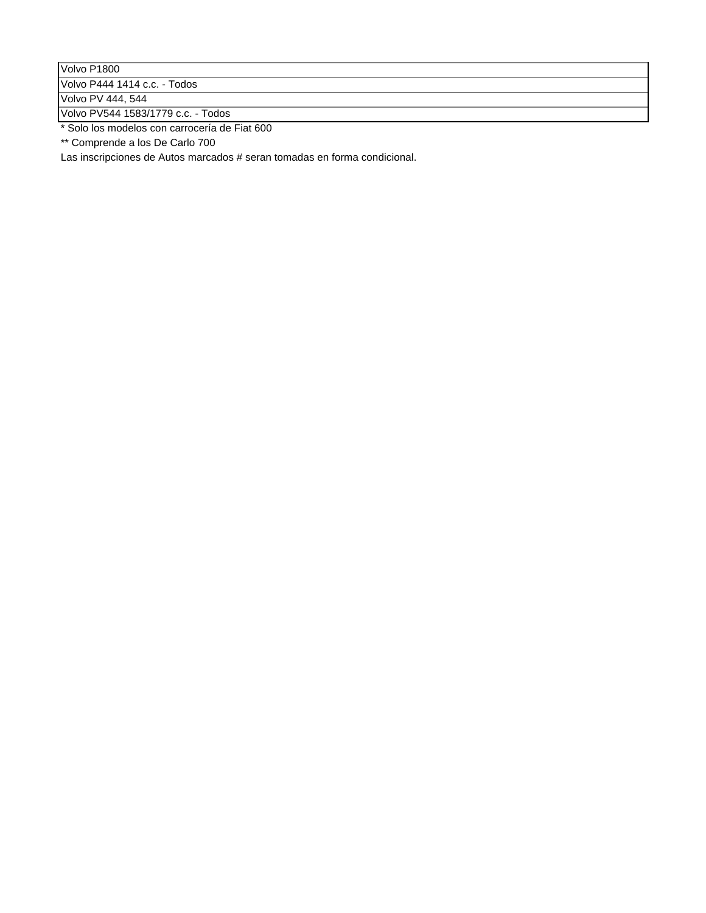| |
|---|
| Volvo P1800 |
| Volvo P444 1414 c.c. - Todos |
| Volvo PV 444, 544 |
| Volvo PV544 1583/1779 c.c. - Todos |

\* Solo los modelos con carrocería de Fiat 600

\** Comprende a los De Carlo 700

Las inscripciones de Autos marcados # seran tomadas en forma condicional.